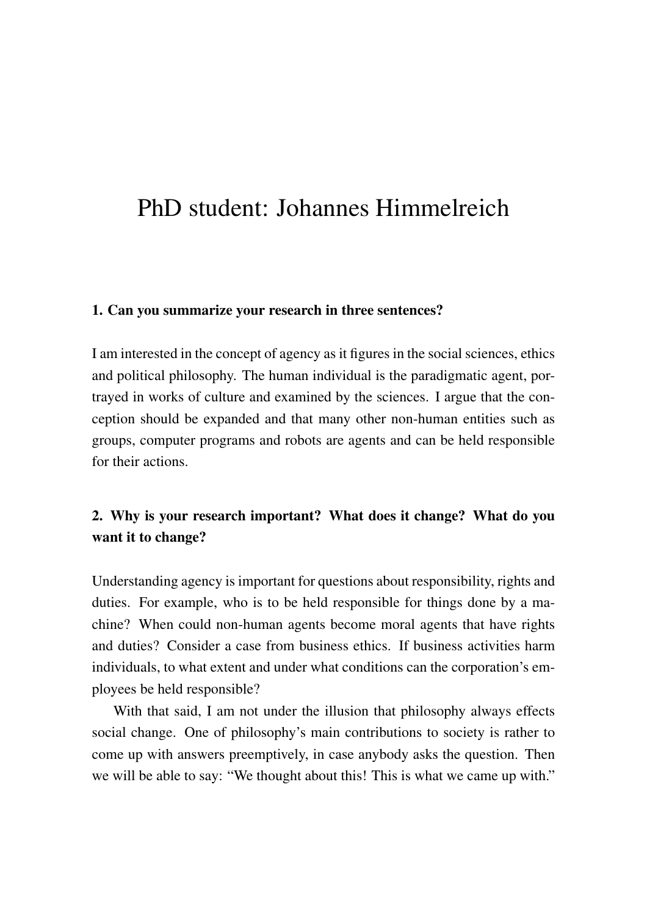# PhD student: Johannes Himmelreich

### 1. Can you summarize your research in three sentences?

I am interested in the concept of agency as it figures in the social sciences, ethics and political philosophy. The human individual is the paradigmatic agent, portrayed in works of culture and examined by the sciences. I argue that the conception should be expanded and that many other non-human entities such as groups, computer programs and robots are agents and can be held responsible for their actions.

### 2. Why is your research important? What does it change? What do you want it to change?

Understanding agency is important for questions about responsibility, rights and duties. For example, who is to be held responsible for things done by a machine? When could non-human agents become moral agents that have rights and duties? Consider a case from business ethics. If business activities harm individuals, to what extent and under what conditions can the corporation's employees be held responsible?

With that said, I am not under the illusion that philosophy always effects social change. One of philosophy's main contributions to society is rather to come up with answers preemptively, in case anybody asks the question. Then we will be able to say: "We thought about this! This is what we came up with."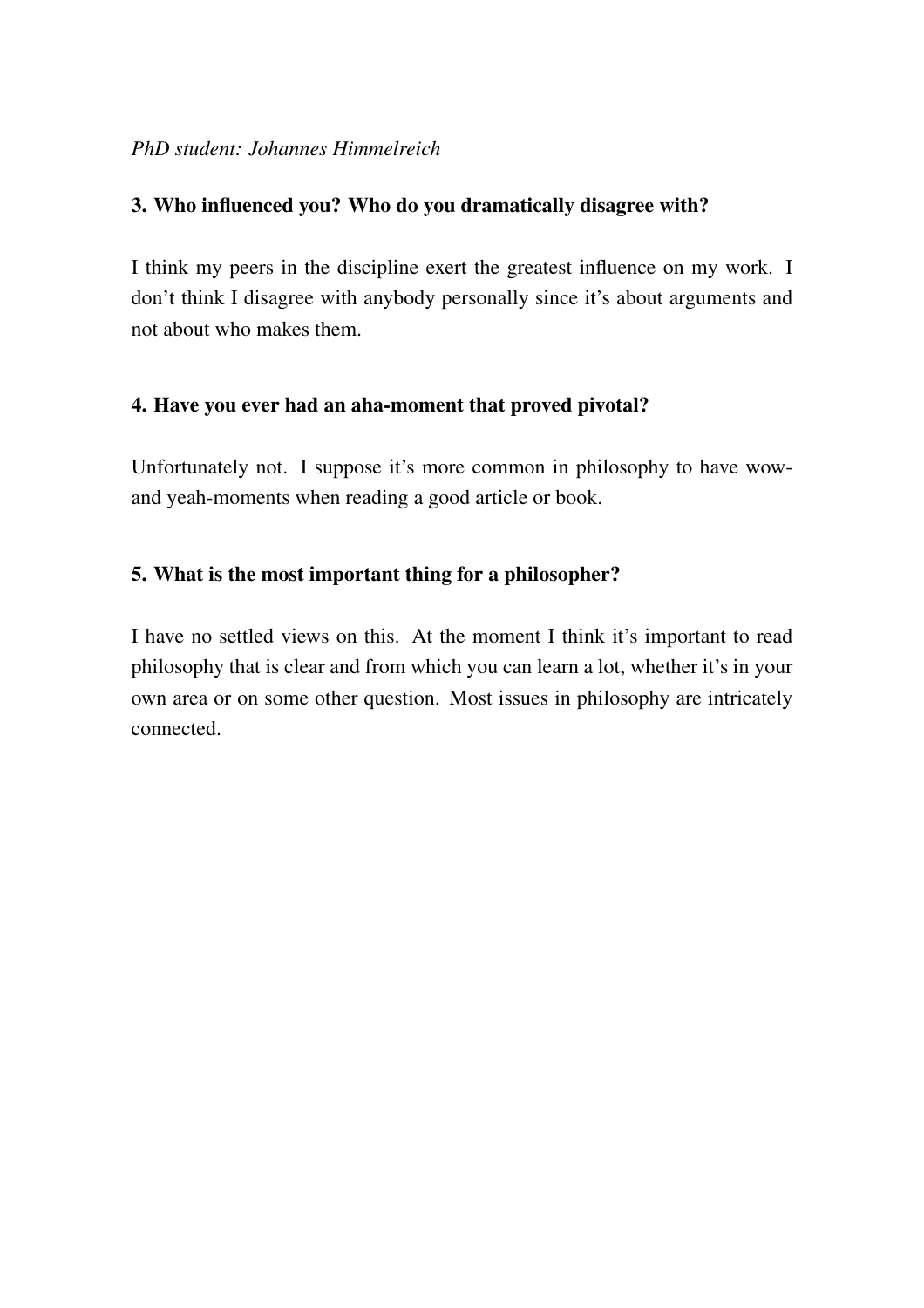*PhD student: Johannes Himmelreich*

**3. Who influenced you? Who do you dramatically disagree with?**

I think my peers in the discipline exert the greatest influence on my work. I don't think I disagree with anybody personally since it's about arguments and not about who makes them.

**4. Have you ever had an aha-moment that proved pivotal?**

Unfortunately not. I suppose it's more common in philosophy to have wow- and yeah-moments when reading a good article or book.

**5. What is the most important thing for a philosopher?**

I have no settled views on this. At the moment I think it's important to read philosophy that is clear and from which you can learn a lot, whether it's in your own area or on some other question. Most issues in philosophy are intricately connected.